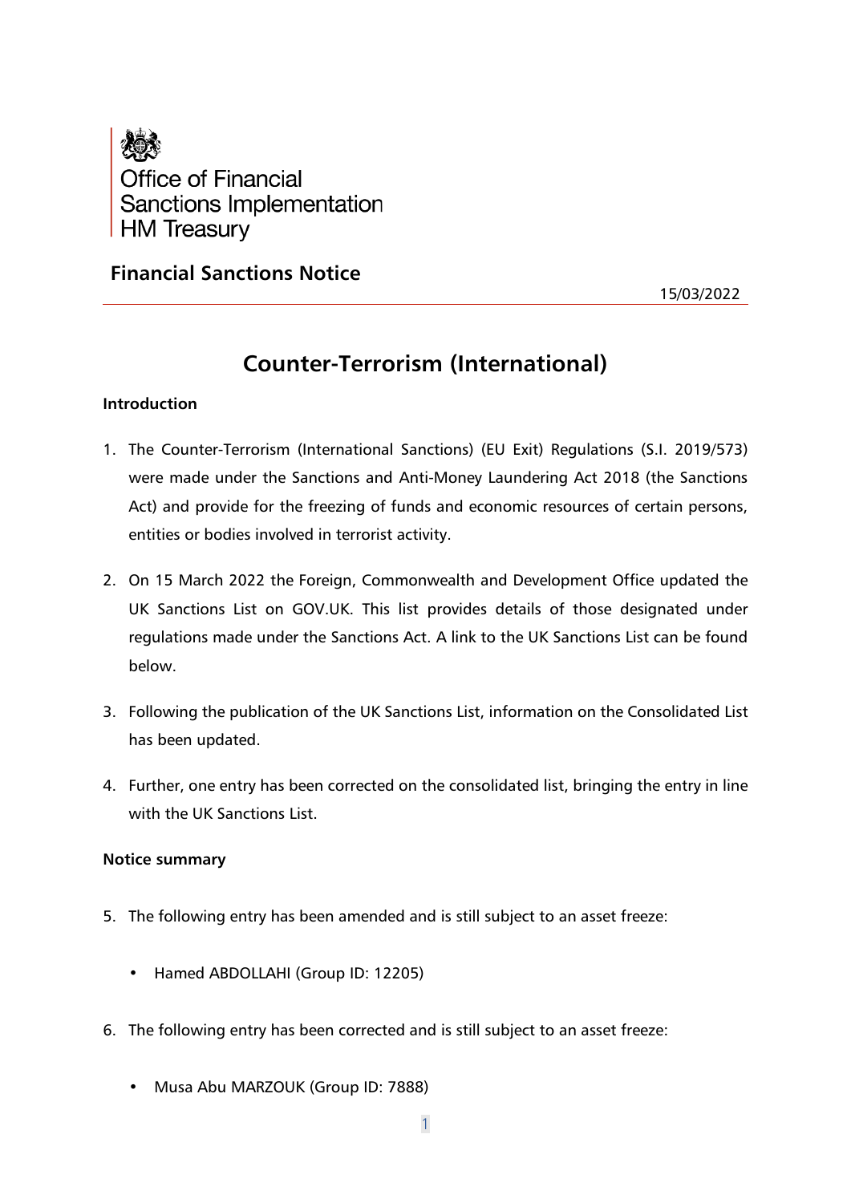Office of Financial Sanctions Implementation
HM Treasury

## Financial Sanctions Notice

15/03/2022

# Counter-Terrorism (International)

**Introduction**

1. The Counter-Terrorism (International Sanctions) (EU Exit) Regulations (S.I. 2019/573) were made under the Sanctions and Anti-Money Laundering Act 2018 (the Sanctions Act) and provide for the freezing of funds and economic resources of certain persons, entities or bodies involved in terrorist activity.

2. On 15 March 2022 the Foreign, Commonwealth and Development Office updated the UK Sanctions List on GOV.UK. This list provides details of those designated under regulations made under the Sanctions Act. A link to the UK Sanctions List can be found below.

3. Following the publication of the UK Sanctions List, information on the Consolidated List has been updated.

4. Further, one entry has been corrected on the consolidated list, bringing the entry in line with the UK Sanctions List.

**Notice summary**

5. The following entry has been amended and is still subject to an asset freeze:

   - Hamed ABDOLLAHI (Group ID: 12205)

6. The following entry has been corrected and is still subject to an asset freeze:

   - Musa Abu MARZOUK (Group ID: 7888)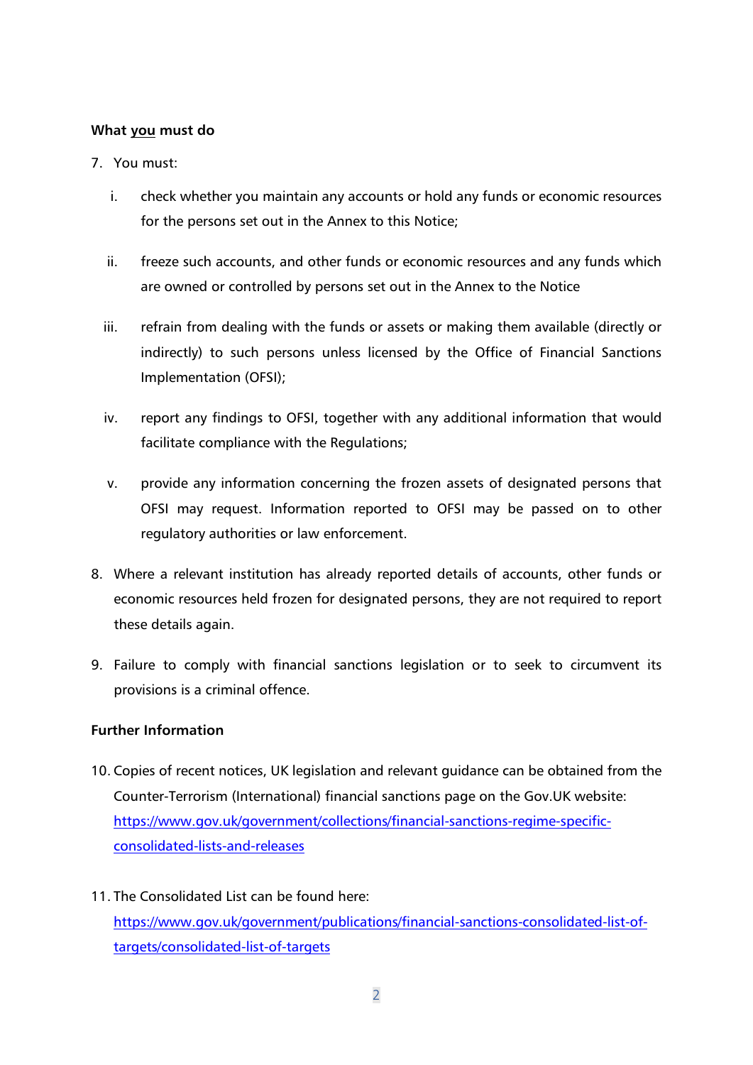**What you must do**

7. You must:

   i. check whether you maintain any accounts or hold any funds or economic resources for the persons set out in the Annex to this Notice;

   ii. freeze such accounts, and other funds or economic resources and any funds which are owned or controlled by persons set out in the Annex to the Notice

   iii. refrain from dealing with the funds or assets or making them available (directly or indirectly) to such persons unless licensed by the Office of Financial Sanctions Implementation (OFSI);

   iv. report any findings to OFSI, together with any additional information that would facilitate compliance with the Regulations;

   v. provide any information concerning the frozen assets of designated persons that OFSI may request. Information reported to OFSI may be passed on to other regulatory authorities or law enforcement.

8. Where a relevant institution has already reported details of accounts, other funds or economic resources held frozen for designated persons, they are not required to report these details again.

9. Failure to comply with financial sanctions legislation or to seek to circumvent its provisions is a criminal offence.

**Further Information**

10. Copies of recent notices, UK legislation and relevant guidance can be obtained from the Counter-Terrorism (International) financial sanctions page on the Gov.UK website: https://www.gov.uk/government/collections/financial-sanctions-regime-specific-consolidated-lists-and-releases

11. The Consolidated List can be found here: https://www.gov.uk/government/publications/financial-sanctions-consolidated-list-of-targets/consolidated-list-of-targets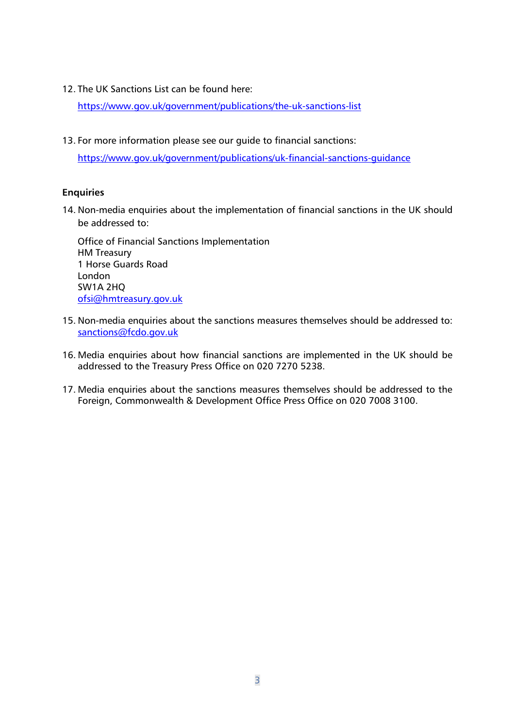12. The UK Sanctions List can be found here:

    https://www.gov.uk/government/publications/the-uk-sanctions-list

13. For more information please see our guide to financial sanctions:

    https://www.gov.uk/government/publications/uk-financial-sanctions-guidance

**Enquiries**

14. Non-media enquiries about the implementation of financial sanctions in the UK should be addressed to:

    Office of Financial Sanctions Implementation
    HM Treasury
    1 Horse Guards Road
    London
    SW1A 2HQ
    ofsi@hmtreasury.gov.uk

15. Non-media enquiries about the sanctions measures themselves should be addressed to: sanctions@fcdo.gov.uk

16. Media enquiries about how financial sanctions are implemented in the UK should be addressed to the Treasury Press Office on 020 7270 5238.

17. Media enquiries about the sanctions measures themselves should be addressed to the Foreign, Commonwealth & Development Office Press Office on 020 7008 3100.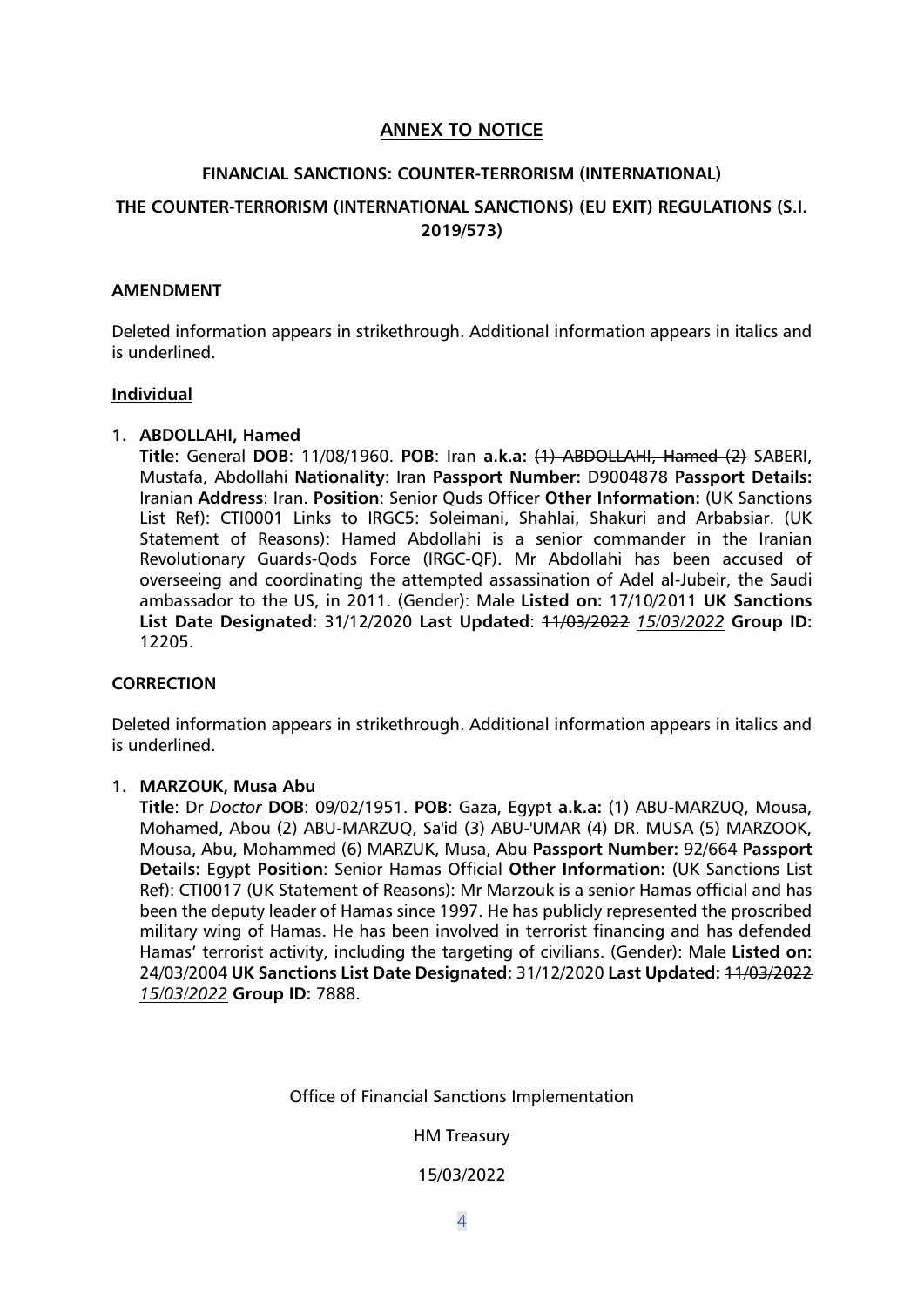# ANNEX TO NOTICE

## FINANCIAL SANCTIONS: COUNTER-TERRORISM (INTERNATIONAL)

## THE COUNTER-TERRORISM (INTERNATIONAL SANCTIONS) (EU EXIT) REGULATIONS (S.I. 2019/573)

### AMENDMENT

Deleted information appears in strikethrough. Additional information appears in italics and is underlined.

### Individual

1. **ABDOLLAHI, Hamed**
   **Title**: General **DOB**: 11/08/1960. **POB**: Iran **a.k.a:** ~~(1) ABDOLLAHI, Hamed (2)~~ SABERI, Mustafa, Abdollahi **Nationality**: Iran **Passport Number:** D9004878 **Passport Details:** Iranian **Address**: Iran. **Position**: Senior Quds Officer **Other Information:** (UK Sanctions List Ref): CTI0001 Links to IRGC5: Soleimani, Shahlai, Shakuri and Arbabsiar. (UK Statement of Reasons): Hamed Abdollahi is a senior commander in the Iranian Revolutionary Guards-Qods Force (IRGC-QF). Mr Abdollahi has been accused of overseeing and coordinating the attempted assassination of Adel al-Jubeir, the Saudi ambassador to the US, in 2011. (Gender): Male **Listed on:** 17/10/2011 **UK Sanctions List Date Designated:** 31/12/2020 **Last Updated**: ~~11/03/2022~~ <u>*15/03/2022*</u> **Group ID:** 12205.

### CORRECTION

Deleted information appears in strikethrough. Additional information appears in italics and is underlined.

1. **MARZOUK, Musa Abu**
   **Title**: ~~Dr~~ <u>*Doctor*</u> **DOB**: 09/02/1951. **POB**: Gaza, Egypt **a.k.a:** (1) ABU-MARZUQ, Mousa, Mohamed, Abou (2) ABU-MARZUQ, Sa'id (3) ABU-'UMAR (4) DR. MUSA (5) MARZOOK, Mousa, Abu, Mohammed (6) MARZUK, Musa, Abu **Passport Number:** 92/664 **Passport Details:** Egypt **Position**: Senior Hamas Official **Other Information:** (UK Sanctions List Ref): CTI0017 (UK Statement of Reasons): Mr Marzouk is a senior Hamas official and has been the deputy leader of Hamas since 1997. He has publicly represented the proscribed military wing of Hamas. He has been involved in terrorist financing and has defended Hamas' terrorist activity, including the targeting of civilians. (Gender): Male **Listed on:** 24/03/2004 **UK Sanctions List Date Designated:** 31/12/2020 **Last Updated:** ~~11/03/2022~~ <u>*15/03/2022*</u> **Group ID:** 7888.

Office of Financial Sanctions Implementation

HM Treasury

15/03/2022